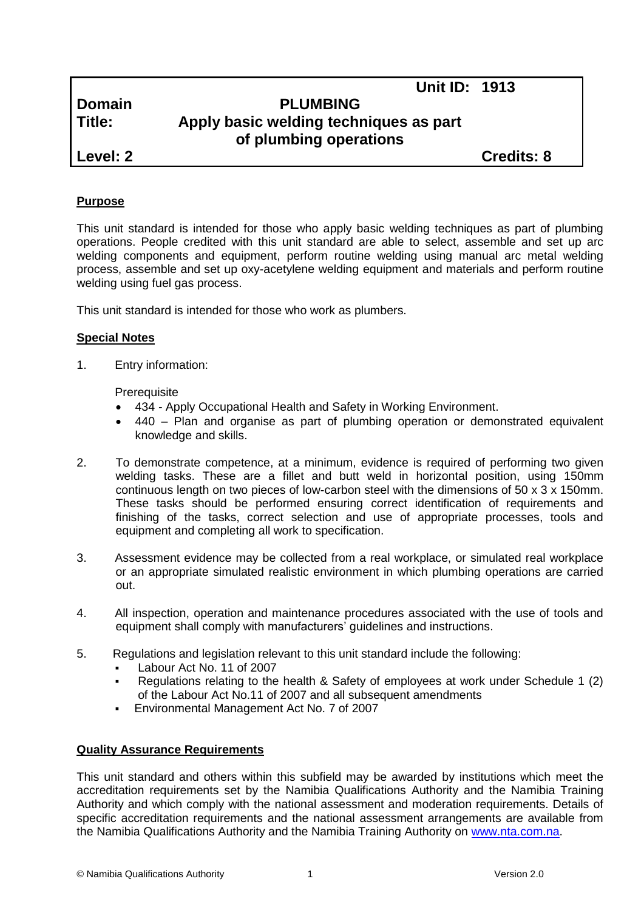| | | |
|---|---|---|
| | | **Unit ID: 1913** |
| **Domain** | **PLUMBING** | |
| **Title:** | **Apply basic welding techniques as part of plumbing operations** | |
| **Level: 2** | | **Credits: 8** |

## Purpose

This unit standard is intended for those who apply basic welding techniques as part of plumbing operations. People credited with this unit standard are able to select, assemble and set up arc welding components and equipment, perform routine welding using manual arc metal welding process, assemble and set up oxy-acetylene welding equipment and materials and perform routine welding using fuel gas process.

This unit standard is intended for those who work as plumbers.

## Special Notes

1. Entry information:

   Prerequisite
   - 434 - Apply Occupational Health and Safety in Working Environment.
   - 440 – Plan and organise as part of plumbing operation or demonstrated equivalent knowledge and skills.

2. To demonstrate competence, at a minimum, evidence is required of performing two given welding tasks. These are a fillet and butt weld in horizontal position, using 150mm continuous length on two pieces of low-carbon steel with the dimensions of 50 x 3 x 150mm. These tasks should be performed ensuring correct identification of requirements and finishing of the tasks, correct selection and use of appropriate processes, tools and equipment and completing all work to specification.

3. Assessment evidence may be collected from a real workplace, or simulated real workplace or an appropriate simulated realistic environment in which plumbing operations are carried out.

4. All inspection, operation and maintenance procedures associated with the use of tools and equipment shall comply with manufacturers' guidelines and instructions.

5. Regulations and legislation relevant to this unit standard include the following:
   - Labour Act No. 11 of 2007
   - Regulations relating to the health & Safety of employees at work under Schedule 1 (2) of the Labour Act No.11 of 2007 and all subsequent amendments
   - Environmental Management Act No. 7 of 2007

## Quality Assurance Requirements

This unit standard and others within this subfield may be awarded by institutions which meet the accreditation requirements set by the Namibia Qualifications Authority and the Namibia Training Authority and which comply with the national assessment and moderation requirements. Details of specific accreditation requirements and the national assessment arrangements are available from the Namibia Qualifications Authority and the Namibia Training Authority on [www.nta.com.na](http://www.nta.com.na).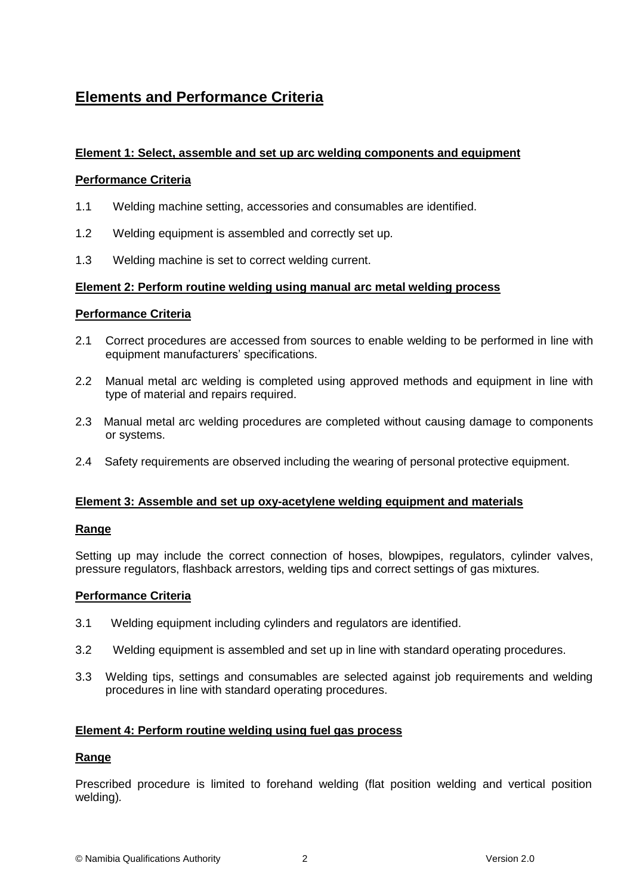# Elements and Performance Criteria

## Element 1: Select, assemble and set up arc welding components and equipment

### Performance Criteria

1.1 Welding machine setting, accessories and consumables are identified.

1.2 Welding equipment is assembled and correctly set up.

1.3 Welding machine is set to correct welding current.

## Element 2: Perform routine welding using manual arc metal welding process

### Performance Criteria

2.1 Correct procedures are accessed from sources to enable welding to be performed in line with equipment manufacturers' specifications.

2.2 Manual metal arc welding is completed using approved methods and equipment in line with type of material and repairs required.

2.3 Manual metal arc welding procedures are completed without causing damage to components or systems.

2.4 Safety requirements are observed including the wearing of personal protective equipment.

## Element 3: Assemble and set up oxy-acetylene welding equipment and materials

### Range

Setting up may include the correct connection of hoses, blowpipes, regulators, cylinder valves, pressure regulators, flashback arrestors, welding tips and correct settings of gas mixtures.

### Performance Criteria

3.1 Welding equipment including cylinders and regulators are identified.

3.2 Welding equipment is assembled and set up in line with standard operating procedures.

3.3 Welding tips, settings and consumables are selected against job requirements and welding procedures in line with standard operating procedures.

## Element 4: Perform routine welding using fuel gas process

### Range

Prescribed procedure is limited to forehand welding (flat position welding and vertical position welding).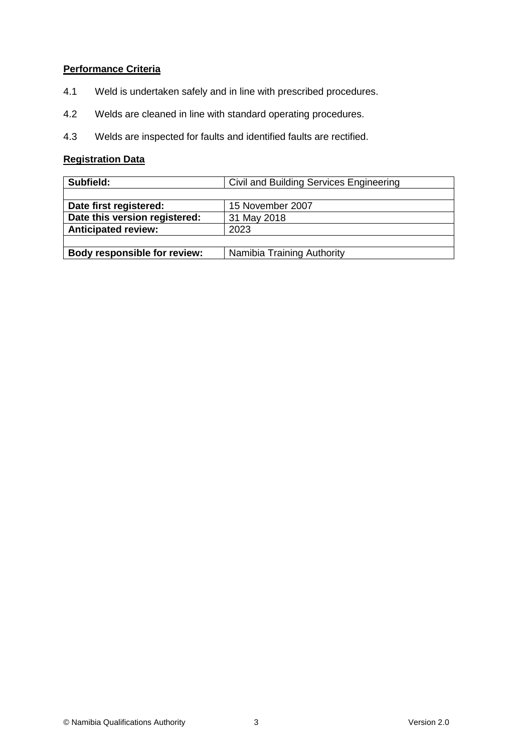**Performance Criteria**

4.1 Weld is undertaken safely and in line with prescribed procedures.

4.2 Welds are cleaned in line with standard operating procedures.

4.3 Welds are inspected for faults and identified faults are rectified.

**Registration Data**

| | |
|---|---|
| **Subfield:** | Civil and Building Services Engineering |
| | |
| **Date first registered:** | 15 November 2007 |
| **Date this version registered:** | 31 May 2018 |
| **Anticipated review:** | 2023 |
| | |
| **Body responsible for review:** | Namibia Training Authority |